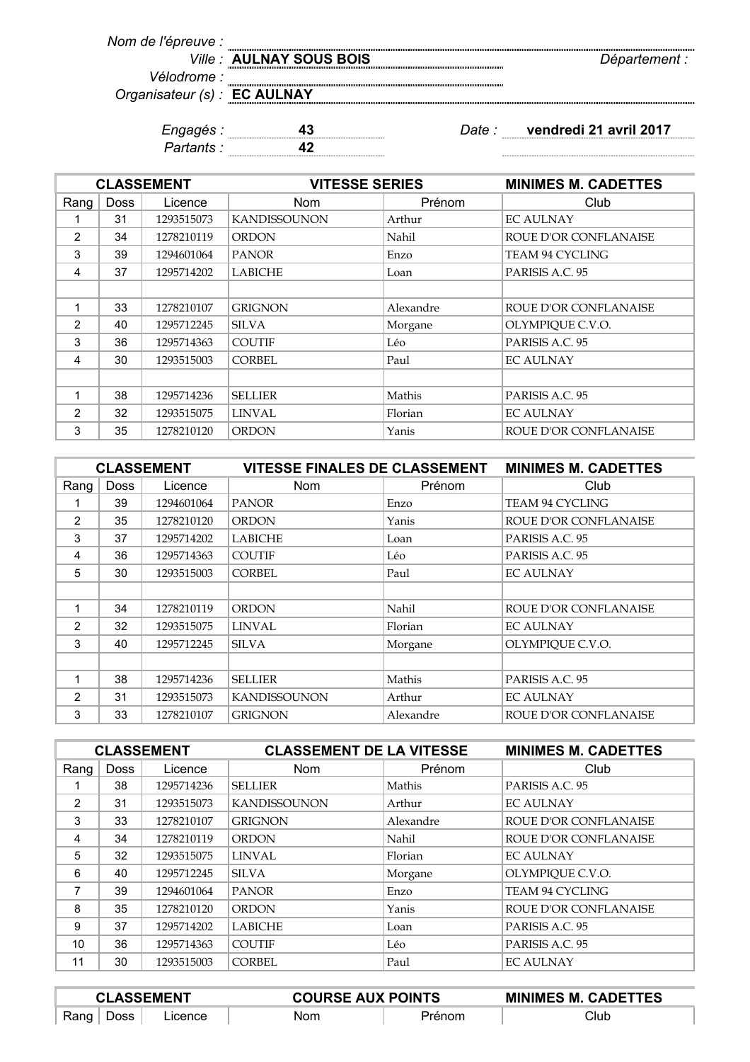Nom de l'épreuve :

Ville : **AULNAY SOUS BOIS** Département :

Vélodrome :

Organisateur (s) : **EC AULNAY**

Engagés : **43** Date : **vendredi 21 avril 2017**

Partants : **42**

| CLASSEMENT | | | VITESSE SERIES | | MINIMES M. CADETTES |
|---|---|---|---|---|---|
| Rang | Doss | Licence | Nom | Prénom | Club |
| 1 | 31 | 1293515073 | KANDISSOUNON | Arthur | EC AULNAY |
| 2 | 34 | 1278210119 | ORDON | Nahil | ROUE D'OR CONFLANAISE |
| 3 | 39 | 1294601064 | PANOR | Enzo | TEAM 94 CYCLING |
| 4 | 37 | 1295714202 | LABICHE | Loan | PARISIS A.C. 95 |
| | | | | | |
| 1 | 33 | 1278210107 | GRIGNON | Alexandre | ROUE D'OR CONFLANAISE |
| 2 | 40 | 1295712245 | SILVA | Morgane | OLYMPIQUE C.V.O. |
| 3 | 36 | 1295714363 | COUTIF | Léo | PARISIS A.C. 95 |
| 4 | 30 | 1293515003 | CORBEL | Paul | EC AULNAY |
| | | | | | |
| 1 | 38 | 1295714236 | SELLIER | Mathis | PARISIS A.C. 95 |
| 2 | 32 | 1293515075 | LINVAL | Florian | EC AULNAY |
| 3 | 35 | 1278210120 | ORDON | Yanis | ROUE D'OR CONFLANAISE |

| CLASSEMENT | | | VITESSE FINALES DE CLASSEMENT | | MINIMES M. CADETTES |
|---|---|---|---|---|---|
| Rang | Doss | Licence | Nom | Prénom | Club |
| 1 | 39 | 1294601064 | PANOR | Enzo | TEAM 94 CYCLING |
| 2 | 35 | 1278210120 | ORDON | Yanis | ROUE D'OR CONFLANAISE |
| 3 | 37 | 1295714202 | LABICHE | Loan | PARISIS A.C. 95 |
| 4 | 36 | 1295714363 | COUTIF | Léo | PARISIS A.C. 95 |
| 5 | 30 | 1293515003 | CORBEL | Paul | EC AULNAY |
| | | | | | |
| 1 | 34 | 1278210119 | ORDON | Nahil | ROUE D'OR CONFLANAISE |
| 2 | 32 | 1293515075 | LINVAL | Florian | EC AULNAY |
| 3 | 40 | 1295712245 | SILVA | Morgane | OLYMPIQUE C.V.O. |
| | | | | | |
| 1 | 38 | 1295714236 | SELLIER | Mathis | PARISIS A.C. 95 |
| 2 | 31 | 1293515073 | KANDISSOUNON | Arthur | EC AULNAY |
| 3 | 33 | 1278210107 | GRIGNON | Alexandre | ROUE D'OR CONFLANAISE |

| CLASSEMENT | | | CLASSEMENT DE LA VITESSE | | MINIMES M. CADETTES |
|---|---|---|---|---|---|
| Rang | Doss | Licence | Nom | Prénom | Club |
| 1 | 38 | 1295714236 | SELLIER | Mathis | PARISIS A.C. 95 |
| 2 | 31 | 1293515073 | KANDISSOUNON | Arthur | EC AULNAY |
| 3 | 33 | 1278210107 | GRIGNON | Alexandre | ROUE D'OR CONFLANAISE |
| 4 | 34 | 1278210119 | ORDON | Nahil | ROUE D'OR CONFLANAISE |
| 5 | 32 | 1293515075 | LINVAL | Florian | EC AULNAY |
| 6 | 40 | 1295712245 | SILVA | Morgane | OLYMPIQUE C.V.O. |
| 7 | 39 | 1294601064 | PANOR | Enzo | TEAM 94 CYCLING |
| 8 | 35 | 1278210120 | ORDON | Yanis | ROUE D'OR CONFLANAISE |
| 9 | 37 | 1295714202 | LABICHE | Loan | PARISIS A.C. 95 |
| 10 | 36 | 1295714363 | COUTIF | Léo | PARISIS A.C. 95 |
| 11 | 30 | 1293515003 | CORBEL | Paul | EC AULNAY |

| CLASSEMENT | | | COURSE AUX POINTS | | MINIMES M. CADETTES |
|---|---|---|---|---|---|
| Rang | Doss | Licence | Nom | Prénom | Club |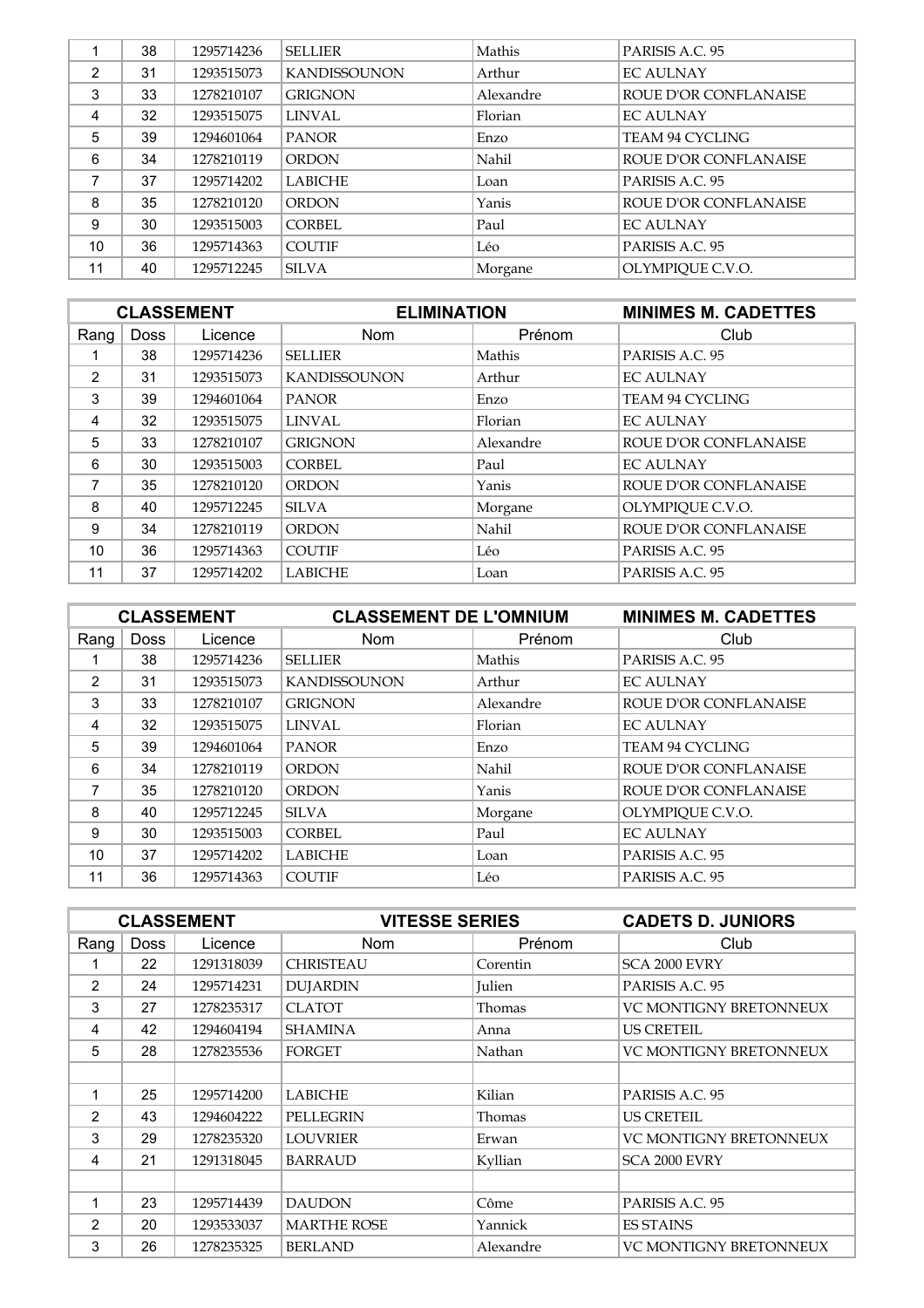| Rang | Doss | Licence | Nom | Prénom | Club |
|---|---|---|---|---|---|
| 1 | 38 | 1295714236 | SELLIER | Mathis | PARISIS A.C. 95 |
| 2 | 31 | 1293515073 | KANDISSOUNON | Arthur | EC AULNAY |
| 3 | 33 | 1278210107 | GRIGNON | Alexandre | ROUE D'OR CONFLANAISE |
| 4 | 32 | 1293515075 | LINVAL | Florian | EC AULNAY |
| 5 | 39 | 1294601064 | PANOR | Enzo | TEAM 94 CYCLING |
| 6 | 34 | 1278210119 | ORDON | Nahil | ROUE D'OR CONFLANAISE |
| 7 | 37 | 1295714202 | LABICHE | Loan | PARISIS A.C. 95 |
| 8 | 35 | 1278210120 | ORDON | Yanis | ROUE D'OR CONFLANAISE |
| 9 | 30 | 1293515003 | CORBEL | Paul | EC AULNAY |
| 10 | 36 | 1295714363 | COUTIF | Léo | PARISIS A.C. 95 |
| 11 | 40 | 1295712245 | SILVA | Morgane | OLYMPIQUE C.V.O. |

| CLASSEMENT | | ELIMINATION | | MINIMES M. CADETTES | |
|---|---|---|---|---|---|
| Rang | Doss | Licence | Nom | Prénom | Club |
| 1 | 38 | 1295714236 | SELLIER | Mathis | PARISIS A.C. 95 |
| 2 | 31 | 1293515073 | KANDISSOUNON | Arthur | EC AULNAY |
| 3 | 39 | 1294601064 | PANOR | Enzo | TEAM 94 CYCLING |
| 4 | 32 | 1293515075 | LINVAL | Florian | EC AULNAY |
| 5 | 33 | 1278210107 | GRIGNON | Alexandre | ROUE D'OR CONFLANAISE |
| 6 | 30 | 1293515003 | CORBEL | Paul | EC AULNAY |
| 7 | 35 | 1278210120 | ORDON | Yanis | ROUE D'OR CONFLANAISE |
| 8 | 40 | 1295712245 | SILVA | Morgane | OLYMPIQUE C.V.O. |
| 9 | 34 | 1278210119 | ORDON | Nahil | ROUE D'OR CONFLANAISE |
| 10 | 36 | 1295714363 | COUTIF | Léo | PARISIS A.C. 95 |
| 11 | 37 | 1295714202 | LABICHE | Loan | PARISIS A.C. 95 |

| CLASSEMENT | | CLASSEMENT DE L'OMNIUM | | MINIMES M. CADETTES | |
|---|---|---|---|---|---|
| Rang | Doss | Licence | Nom | Prénom | Club |
| 1 | 38 | 1295714236 | SELLIER | Mathis | PARISIS A.C. 95 |
| 2 | 31 | 1293515073 | KANDISSOUNON | Arthur | EC AULNAY |
| 3 | 33 | 1278210107 | GRIGNON | Alexandre | ROUE D'OR CONFLANAISE |
| 4 | 32 | 1293515075 | LINVAL | Florian | EC AULNAY |
| 5 | 39 | 1294601064 | PANOR | Enzo | TEAM 94 CYCLING |
| 6 | 34 | 1278210119 | ORDON | Nahil | ROUE D'OR CONFLANAISE |
| 7 | 35 | 1278210120 | ORDON | Yanis | ROUE D'OR CONFLANAISE |
| 8 | 40 | 1295712245 | SILVA | Morgane | OLYMPIQUE C.V.O. |
| 9 | 30 | 1293515003 | CORBEL | Paul | EC AULNAY |
| 10 | 37 | 1295714202 | LABICHE | Loan | PARISIS A.C. 95 |
| 11 | 36 | 1295714363 | COUTIF | Léo | PARISIS A.C. 95 |

| CLASSEMENT | | VITESSE SERIES | | CADETS D. JUNIORS | |
|---|---|---|---|---|---|
| Rang | Doss | Licence | Nom | Prénom | Club |
| 1 | 22 | 1291318039 | CHRISTEAU | Corentin | SCA 2000 EVRY |
| 2 | 24 | 1295714231 | DUJARDIN | Julien | PARISIS A.C. 95 |
| 3 | 27 | 1278235317 | CLATOT | Thomas | VC MONTIGNY BRETONNEUX |
| 4 | 42 | 1294604194 | SHAMINA | Anna | US CRETEIL |
| 5 | 28 | 1278235536 | FORGET | Nathan | VC MONTIGNY BRETONNEUX |
| | | | | | |
| 1 | 25 | 1295714200 | LABICHE | Kilian | PARISIS A.C. 95 |
| 2 | 43 | 1294604222 | PELLEGRIN | Thomas | US CRETEIL |
| 3 | 29 | 1278235320 | LOUVRIER | Erwan | VC MONTIGNY BRETONNEUX |
| 4 | 21 | 1291318045 | BARRAUD | Kyllian | SCA 2000 EVRY |
| | | | | | |
| 1 | 23 | 1295714439 | DAUDON | Côme | PARISIS A.C. 95 |
| 2 | 20 | 1293533037 | MARTHE ROSE | Yannick | ES STAINS |
| 3 | 26 | 1278235325 | BERLAND | Alexandre | VC MONTIGNY BRETONNEUX |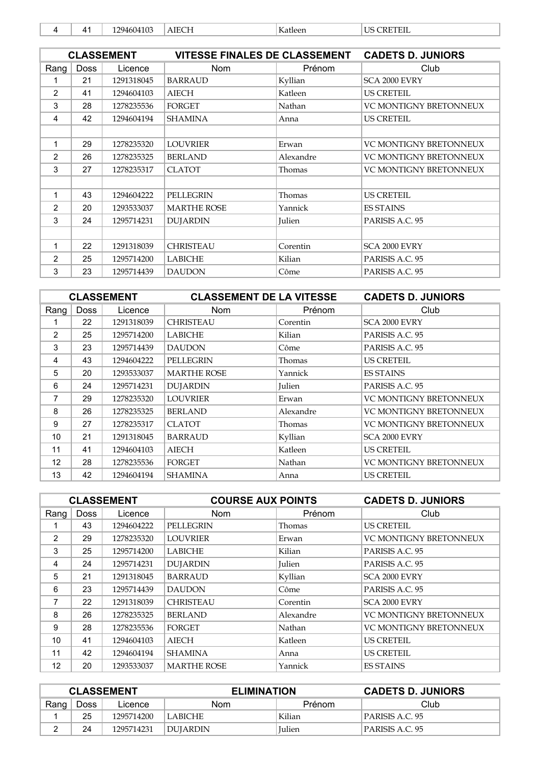| 4 | 41 | 1294604103 | AIECH | Katleen | US CRETEIL |
|---|---|---|---|---|---|

| CLASSEMENT | | VITESSE FINALES DE CLASSEMENT | | CADETS D. JUNIORS | |
|---|---|---|---|---|---|
| Rang | Doss | Licence | Nom | Prénom | Club |
| 1 | 21 | 1291318045 | BARRAUD | Kyllian | SCA 2000 EVRY |
| 2 | 41 | 1294604103 | AIECH | Katleen | US CRETEIL |
| 3 | 28 | 1278235536 | FORGET | Nathan | VC MONTIGNY BRETONNEUX |
| 4 | 42 | 1294604194 | SHAMINA | Anna | US CRETEIL |
| | | | | | |
| 1 | 29 | 1278235320 | LOUVRIER | Erwan | VC MONTIGNY BRETONNEUX |
| 2 | 26 | 1278235325 | BERLAND | Alexandre | VC MONTIGNY BRETONNEUX |
| 3 | 27 | 1278235317 | CLATOT | Thomas | VC MONTIGNY BRETONNEUX |
| | | | | | |
| 1 | 43 | 1294604222 | PELLEGRIN | Thomas | US CRETEIL |
| 2 | 20 | 1293533037 | MARTHE ROSE | Yannick | ES STAINS |
| 3 | 24 | 1295714231 | DUJARDIN | Julien | PARISIS A.C. 95 |
| | | | | | |
| 1 | 22 | 1291318039 | CHRISTEAU | Corentin | SCA 2000 EVRY |
| 2 | 25 | 1295714200 | LABICHE | Kilian | PARISIS A.C. 95 |
| 3 | 23 | 1295714439 | DAUDON | Côme | PARISIS A.C. 95 |

| CLASSEMENT | | CLASSEMENT DE LA VITESSE | | CADETS D. JUNIORS | |
|---|---|---|---|---|---|
| Rang | Doss | Licence | Nom | Prénom | Club |
| 1 | 22 | 1291318039 | CHRISTEAU | Corentin | SCA 2000 EVRY |
| 2 | 25 | 1295714200 | LABICHE | Kilian | PARISIS A.C. 95 |
| 3 | 23 | 1295714439 | DAUDON | Côme | PARISIS A.C. 95 |
| 4 | 43 | 1294604222 | PELLEGRIN | Thomas | US CRETEIL |
| 5 | 20 | 1293533037 | MARTHE ROSE | Yannick | ES STAINS |
| 6 | 24 | 1295714231 | DUJARDIN | Julien | PARISIS A.C. 95 |
| 7 | 29 | 1278235320 | LOUVRIER | Erwan | VC MONTIGNY BRETONNEUX |
| 8 | 26 | 1278235325 | BERLAND | Alexandre | VC MONTIGNY BRETONNEUX |
| 9 | 27 | 1278235317 | CLATOT | Thomas | VC MONTIGNY BRETONNEUX |
| 10 | 21 | 1291318045 | BARRAUD | Kyllian | SCA 2000 EVRY |
| 11 | 41 | 1294604103 | AIECH | Katleen | US CRETEIL |
| 12 | 28 | 1278235536 | FORGET | Nathan | VC MONTIGNY BRETONNEUX |
| 13 | 42 | 1294604194 | SHAMINA | Anna | US CRETEIL |

| CLASSEMENT | | COURSE AUX POINTS | | CADETS D. JUNIORS | |
|---|---|---|---|---|---|
| Rang | Doss | Licence | Nom | Prénom | Club |
| 1 | 43 | 1294604222 | PELLEGRIN | Thomas | US CRETEIL |
| 2 | 29 | 1278235320 | LOUVRIER | Erwan | VC MONTIGNY BRETONNEUX |
| 3 | 25 | 1295714200 | LABICHE | Kilian | PARISIS A.C. 95 |
| 4 | 24 | 1295714231 | DUJARDIN | Julien | PARISIS A.C. 95 |
| 5 | 21 | 1291318045 | BARRAUD | Kyllian | SCA 2000 EVRY |
| 6 | 23 | 1295714439 | DAUDON | Côme | PARISIS A.C. 95 |
| 7 | 22 | 1291318039 | CHRISTEAU | Corentin | SCA 2000 EVRY |
| 8 | 26 | 1278235325 | BERLAND | Alexandre | VC MONTIGNY BRETONNEUX |
| 9 | 28 | 1278235536 | FORGET | Nathan | VC MONTIGNY BRETONNEUX |
| 10 | 41 | 1294604103 | AIECH | Katleen | US CRETEIL |
| 11 | 42 | 1294604194 | SHAMINA | Anna | US CRETEIL |
| 12 | 20 | 1293533037 | MARTHE ROSE | Yannick | ES STAINS |

| CLASSEMENT | | ELIMINATION | | CADETS D. JUNIORS | |
|---|---|---|---|---|---|
| Rang | Doss | Licence | Nom | Prénom | Club |
| 1 | 25 | 1295714200 | LABICHE | Kilian | PARISIS A.C. 95 |
| 2 | 24 | 1295714231 | DUJARDIN | Julien | PARISIS A.C. 95 |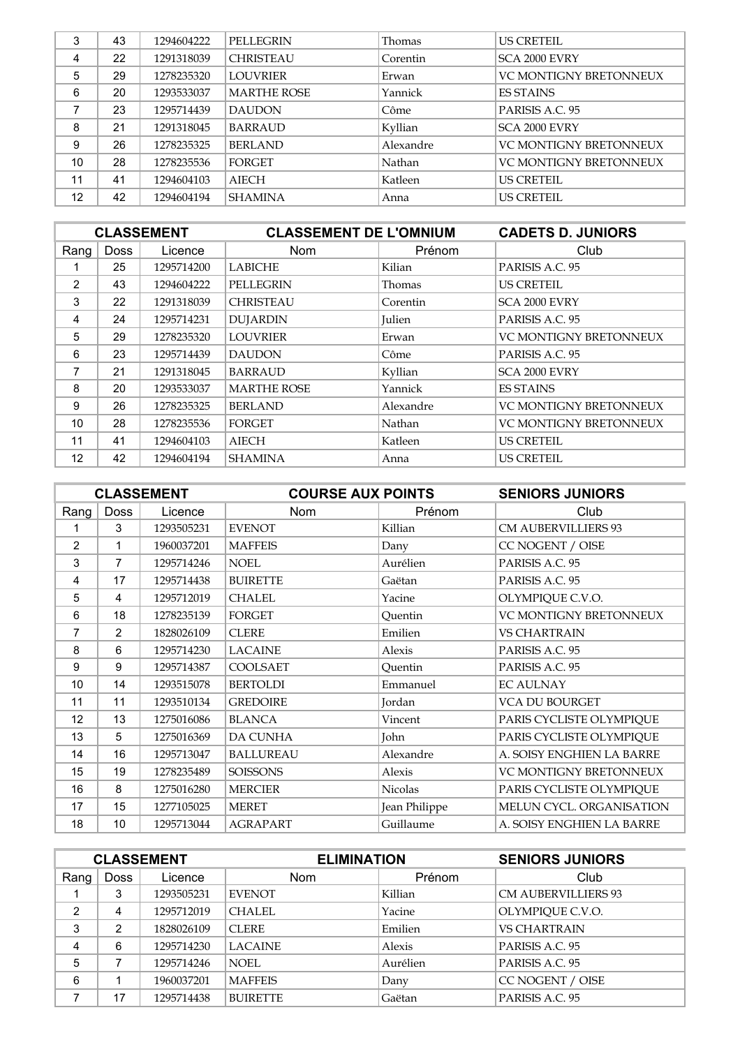| Rang | Doss | Licence | Nom | Prénom | Club |
|---|---|---|---|---|---|
| 3 | 43 | 1294604222 | PELLEGRIN | Thomas | US CRETEIL |
| 4 | 22 | 1291318039 | CHRISTEAU | Corentin | SCA 2000 EVRY |
| 5 | 29 | 1278235320 | LOUVRIER | Erwan | VC MONTIGNY BRETONNEUX |
| 6 | 20 | 1293533037 | MARTHE ROSE | Yannick | ES STAINS |
| 7 | 23 | 1295714439 | DAUDON | Côme | PARISIS A.C. 95 |
| 8 | 21 | 1291318045 | BARRAUD | Kyllian | SCA 2000 EVRY |
| 9 | 26 | 1278235325 | BERLAND | Alexandre | VC MONTIGNY BRETONNEUX |
| 10 | 28 | 1278235536 | FORGET | Nathan | VC MONTIGNY BRETONNEUX |
| 11 | 41 | 1294604103 | AIECH | Katleen | US CRETEIL |
| 12 | 42 | 1294604194 | SHAMINA | Anna | US CRETEIL |

| CLASSEMENT | | | CLASSEMENT DE L'OMNIUM | | CADETS D. JUNIORS |
|---|---|---|---|---|---|
| Rang | Doss | Licence | Nom | Prénom | Club |
| 1 | 25 | 1295714200 | LABICHE | Kilian | PARISIS A.C. 95 |
| 2 | 43 | 1294604222 | PELLEGRIN | Thomas | US CRETEIL |
| 3 | 22 | 1291318039 | CHRISTEAU | Corentin | SCA 2000 EVRY |
| 4 | 24 | 1295714231 | DUJARDIN | Julien | PARISIS A.C. 95 |
| 5 | 29 | 1278235320 | LOUVRIER | Erwan | VC MONTIGNY BRETONNEUX |
| 6 | 23 | 1295714439 | DAUDON | Côme | PARISIS A.C. 95 |
| 7 | 21 | 1291318045 | BARRAUD | Kyllian | SCA 2000 EVRY |
| 8 | 20 | 1293533037 | MARTHE ROSE | Yannick | ES STAINS |
| 9 | 26 | 1278235325 | BERLAND | Alexandre | VC MONTIGNY BRETONNEUX |
| 10 | 28 | 1278235536 | FORGET | Nathan | VC MONTIGNY BRETONNEUX |
| 11 | 41 | 1294604103 | AIECH | Katleen | US CRETEIL |
| 12 | 42 | 1294604194 | SHAMINA | Anna | US CRETEIL |

| CLASSEMENT | | | COURSE AUX POINTS | | SENIORS JUNIORS |
|---|---|---|---|---|---|
| Rang | Doss | Licence | Nom | Prénom | Club |
| 1 | 3 | 1293505231 | EVENOT | Killian | CM AUBERVILLIERS 93 |
| 2 | 1 | 1960037201 | MAFFEIS | Dany | CC NOGENT / OISE |
| 3 | 7 | 1295714246 | NOEL | Aurélien | PARISIS A.C. 95 |
| 4 | 17 | 1295714438 | BUIRETTE | Gaëtan | PARISIS A.C. 95 |
| 5 | 4 | 1295712019 | CHALEL | Yacine | OLYMPIQUE C.V.O. |
| 6 | 18 | 1278235139 | FORGET | Quentin | VC MONTIGNY BRETONNEUX |
| 7 | 2 | 1828026109 | CLERE | Emilien | VS CHARTRAIN |
| 8 | 6 | 1295714230 | LACAINE | Alexis | PARISIS A.C. 95 |
| 9 | 9 | 1295714387 | COOLSAET | Quentin | PARISIS A.C. 95 |
| 10 | 14 | 1293515078 | BERTOLDI | Emmanuel | EC AULNAY |
| 11 | 11 | 1293510134 | GREDOIRE | Jordan | VCA DU BOURGET |
| 12 | 13 | 1275016086 | BLANCA | Vincent | PARIS CYCLISTE OLYMPIQUE |
| 13 | 5 | 1275016369 | DA CUNHA | John | PARIS CYCLISTE OLYMPIQUE |
| 14 | 16 | 1295713047 | BALLUREAU | Alexandre | A. SOISY ENGHIEN LA BARRE |
| 15 | 19 | 1278235489 | SOISSONS | Alexis | VC MONTIGNY BRETONNEUX |
| 16 | 8 | 1275016280 | MERCIER | Nicolas | PARIS CYCLISTE OLYMPIQUE |
| 17 | 15 | 1277105025 | MERET | Jean Philippe | MELUN CYCL. ORGANISATION |
| 18 | 10 | 1295713044 | AGRAPART | Guillaume | A. SOISY ENGHIEN LA BARRE |

| CLASSEMENT | | | ELIMINATION | | SENIORS JUNIORS |
|---|---|---|---|---|---|
| Rang | Doss | Licence | Nom | Prénom | Club |
| 1 | 3 | 1293505231 | EVENOT | Killian | CM AUBERVILLIERS 93 |
| 2 | 4 | 1295712019 | CHALEL | Yacine | OLYMPIQUE C.V.O. |
| 3 | 2 | 1828026109 | CLERE | Emilien | VS CHARTRAIN |
| 4 | 6 | 1295714230 | LACAINE | Alexis | PARISIS A.C. 95 |
| 5 | 7 | 1295714246 | NOEL | Aurélien | PARISIS A.C. 95 |
| 6 | 1 | 1960037201 | MAFFEIS | Dany | CC NOGENT / OISE |
| 7 | 17 | 1295714438 | BUIRETTE | Gaëtan | PARISIS A.C. 95 |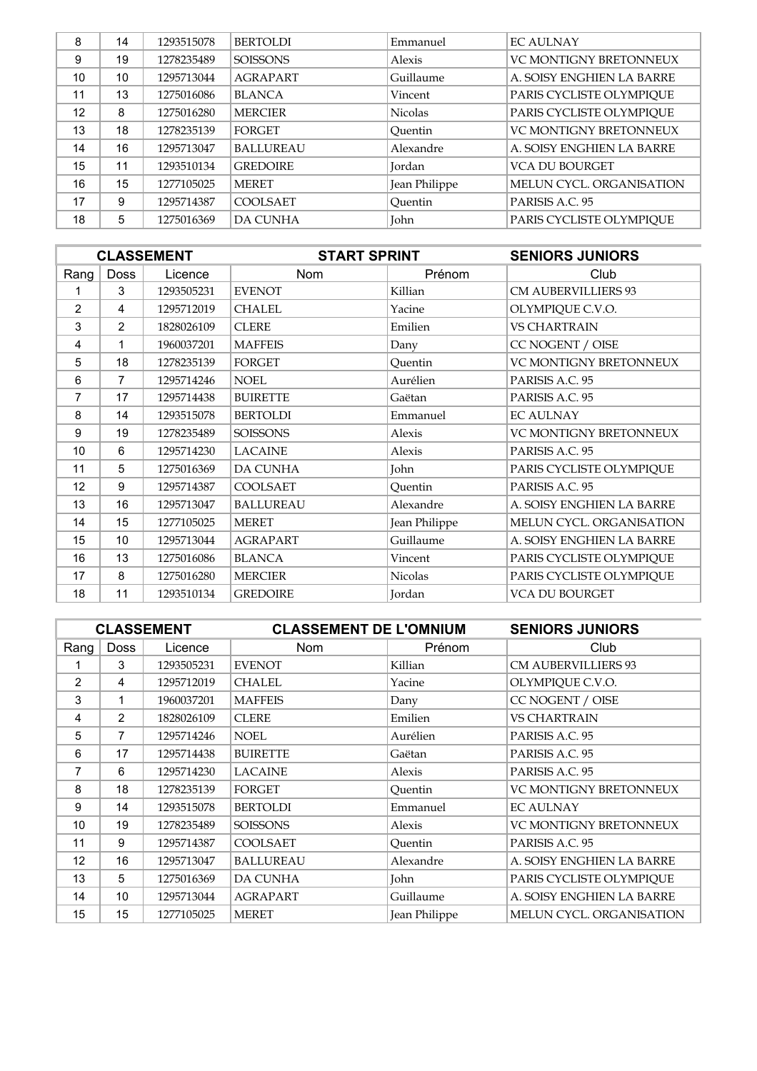| | | | | | |
|---|---|---|---|---|---|
| 8 | 14 | 1293515078 | BERTOLDI | Emmanuel | EC AULNAY |
| 9 | 19 | 1278235489 | SOISSONS | Alexis | VC MONTIGNY BRETONNEUX |
| 10 | 10 | 1295713044 | AGRAPART | Guillaume | A. SOISY ENGHIEN LA BARRE |
| 11 | 13 | 1275016086 | BLANCA | Vincent | PARIS CYCLISTE OLYMPIQUE |
| 12 | 8 | 1275016280 | MERCIER | Nicolas | PARIS CYCLISTE OLYMPIQUE |
| 13 | 18 | 1278235139 | FORGET | Quentin | VC MONTIGNY BRETONNEUX |
| 14 | 16 | 1295713047 | BALLUREAU | Alexandre | A. SOISY ENGHIEN LA BARRE |
| 15 | 11 | 1293510134 | GREDOIRE | Jordan | VCA DU BOURGET |
| 16 | 15 | 1277105025 | MERET | Jean Philippe | MELUN CYCL. ORGANISATION |
| 17 | 9 | 1295714387 | COOLSAET | Quentin | PARISIS A.C. 95 |
| 18 | 5 | 1275016369 | DA CUNHA | John | PARIS CYCLISTE OLYMPIQUE |

| CLASSEMENT | | | START SPRINT | | SENIORS JUNIORS |
|---|---|---|---|---|---|
| Rang | Doss | Licence | Nom | Prénom | Club |
| 1 | 3 | 1293505231 | EVENOT | Killian | CM AUBERVILLIERS 93 |
| 2 | 4 | 1295712019 | CHALEL | Yacine | OLYMPIQUE C.V.O. |
| 3 | 2 | 1828026109 | CLERE | Emilien | VS CHARTRAIN |
| 4 | 1 | 1960037201 | MAFFEIS | Dany | CC NOGENT / OISE |
| 5 | 18 | 1278235139 | FORGET | Quentin | VC MONTIGNY BRETONNEUX |
| 6 | 7 | 1295714246 | NOEL | Aurélien | PARISIS A.C. 95 |
| 7 | 17 | 1295714438 | BUIRETTE | Gaëtan | PARISIS A.C. 95 |
| 8 | 14 | 1293515078 | BERTOLDI | Emmanuel | EC AULNAY |
| 9 | 19 | 1278235489 | SOISSONS | Alexis | VC MONTIGNY BRETONNEUX |
| 10 | 6 | 1295714230 | LACAINE | Alexis | PARISIS A.C. 95 |
| 11 | 5 | 1275016369 | DA CUNHA | John | PARIS CYCLISTE OLYMPIQUE |
| 12 | 9 | 1295714387 | COOLSAET | Quentin | PARISIS A.C. 95 |
| 13 | 16 | 1295713047 | BALLUREAU | Alexandre | A. SOISY ENGHIEN LA BARRE |
| 14 | 15 | 1277105025 | MERET | Jean Philippe | MELUN CYCL. ORGANISATION |
| 15 | 10 | 1295713044 | AGRAPART | Guillaume | A. SOISY ENGHIEN LA BARRE |
| 16 | 13 | 1275016086 | BLANCA | Vincent | PARIS CYCLISTE OLYMPIQUE |
| 17 | 8 | 1275016280 | MERCIER | Nicolas | PARIS CYCLISTE OLYMPIQUE |
| 18 | 11 | 1293510134 | GREDOIRE | Jordan | VCA DU BOURGET |

| CLASSEMENT | | | CLASSEMENT DE L'OMNIUM | | SENIORS JUNIORS |
|---|---|---|---|---|---|
| Rang | Doss | Licence | Nom | Prénom | Club |
| 1 | 3 | 1293505231 | EVENOT | Killian | CM AUBERVILLIERS 93 |
| 2 | 4 | 1295712019 | CHALEL | Yacine | OLYMPIQUE C.V.O. |
| 3 | 1 | 1960037201 | MAFFEIS | Dany | CC NOGENT / OISE |
| 4 | 2 | 1828026109 | CLERE | Emilien | VS CHARTRAIN |
| 5 | 7 | 1295714246 | NOEL | Aurélien | PARISIS A.C. 95 |
| 6 | 17 | 1295714438 | BUIRETTE | Gaëtan | PARISIS A.C. 95 |
| 7 | 6 | 1295714230 | LACAINE | Alexis | PARISIS A.C. 95 |
| 8 | 18 | 1278235139 | FORGET | Quentin | VC MONTIGNY BRETONNEUX |
| 9 | 14 | 1293515078 | BERTOLDI | Emmanuel | EC AULNAY |
| 10 | 19 | 1278235489 | SOISSONS | Alexis | VC MONTIGNY BRETONNEUX |
| 11 | 9 | 1295714387 | COOLSAET | Quentin | PARISIS A.C. 95 |
| 12 | 16 | 1295713047 | BALLUREAU | Alexandre | A. SOISY ENGHIEN LA BARRE |
| 13 | 5 | 1275016369 | DA CUNHA | John | PARIS CYCLISTE OLYMPIQUE |
| 14 | 10 | 1295713044 | AGRAPART | Guillaume | A. SOISY ENGHIEN LA BARRE |
| 15 | 15 | 1277105025 | MERET | Jean Philippe | MELUN CYCL. ORGANISATION |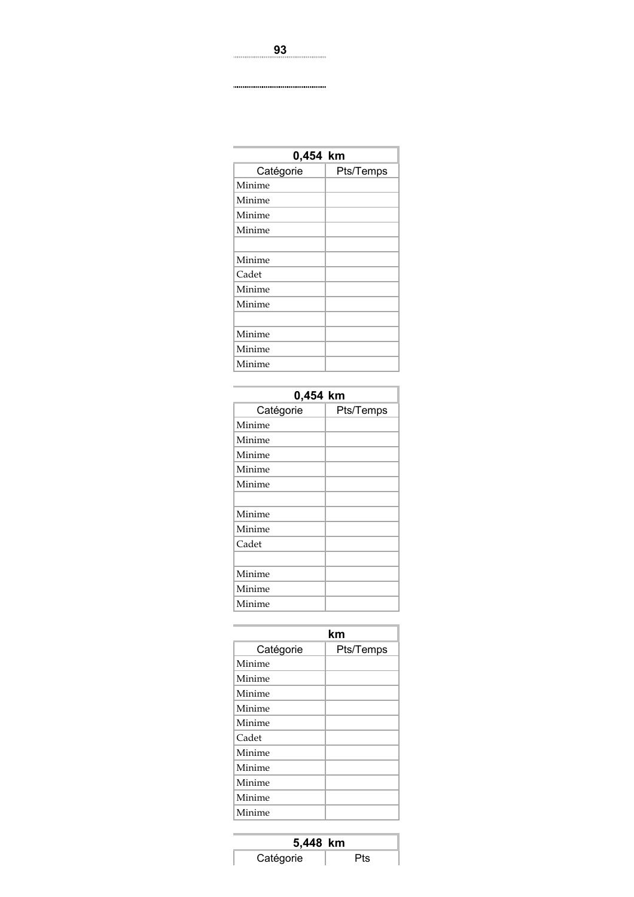93

| 0,454 km | |
|---|---|
| Catégorie | Pts/Temps |
| Minime | |
| Minime | |
| Minime | |
| Minime | |
| | |
| Minime | |
| Cadet | |
| Minime | |
| Minime | |
| | |
| Minime | |
| Minime | |
| Minime | |

| 0,454 km | |
|---|---|
| Catégorie | Pts/Temps |
| Minime | |
| Minime | |
| Minime | |
| Minime | |
| Minime | |
| | |
| Minime | |
| Minime | |
| Cadet | |
| | |
| Minime | |
| Minime | |
| Minime | |

| km | |
|---|---|
| Catégorie | Pts/Temps |
| Minime | |
| Minime | |
| Minime | |
| Minime | |
| Minime | |
| Cadet | |
| Minime | |
| Minime | |
| Minime | |
| Minime | |
| Minime | |

| 5,448 km | |
|---|---|
| Catégorie | Pts |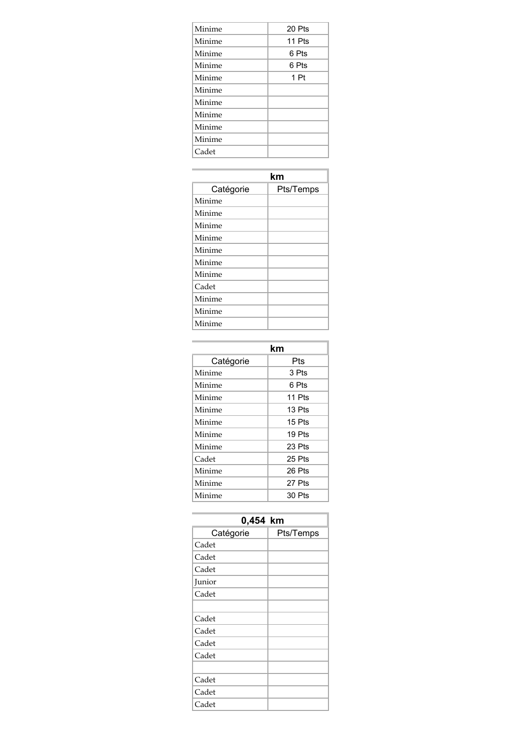| | |
|---|---|
| Minime | 20 Pts |
| Minime | 11 Pts |
| Minime | 6 Pts |
| Minime | 6 Pts |
| Minime | 1 Pt |
| Minime | |
| Minime | |
| Minime | |
| Minime | |
| Minime | |
| Cadet | |

| km | |
|---|---|
| Catégorie | Pts/Temps |
| Minime | |
| Minime | |
| Minime | |
| Minime | |
| Minime | |
| Minime | |
| Minime | |
| Cadet | |
| Minime | |
| Minime | |
| Minime | |

| km | |
|---|---|
| Catégorie | Pts |
| Minime | 3 Pts |
| Minime | 6 Pts |
| Minime | 11 Pts |
| Minime | 13 Pts |
| Minime | 15 Pts |
| Minime | 19 Pts |
| Minime | 23 Pts |
| Cadet | 25 Pts |
| Minime | 26 Pts |
| Minime | 27 Pts |
| Minime | 30 Pts |

| 0,454 km | |
|---|---|
| Catégorie | Pts/Temps |
| Cadet | |
| Cadet | |
| Cadet | |
| Junior | |
| Cadet | |
| | |
| Cadet | |
| Cadet | |
| Cadet | |
| Cadet | |
| | |
| Cadet | |
| Cadet | |
| Cadet | |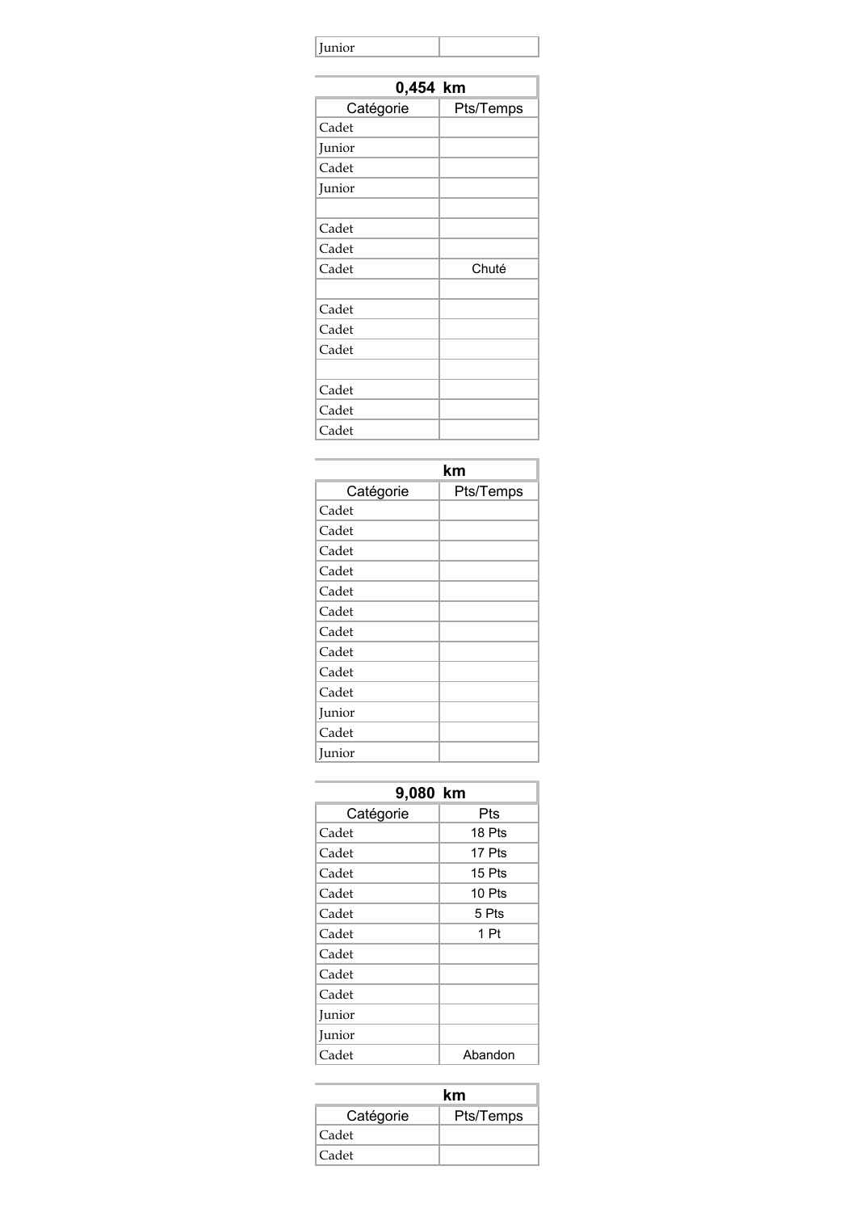| Junior | |
|---|---|

| 0,454 km | |
|---|---|
| Catégorie | Pts/Temps |
| Cadet | |
| Junior | |
| Cadet | |
| Junior | |
| | |
| Cadet | |
| Cadet | |
| Cadet | Chuté |
| | |
| Cadet | |
| Cadet | |
| Cadet | |
| | |
| Cadet | |
| Cadet | |
| Cadet | |

| km | |
|---|---|
| Catégorie | Pts/Temps |
| Cadet | |
| Cadet | |
| Cadet | |
| Cadet | |
| Cadet | |
| Cadet | |
| Cadet | |
| Cadet | |
| Cadet | |
| Cadet | |
| Junior | |
| Cadet | |
| Junior | |

| 9,080 km | |
|---|---|
| Catégorie | Pts |
| Cadet | 18 Pts |
| Cadet | 17 Pts |
| Cadet | 15 Pts |
| Cadet | 10 Pts |
| Cadet | 5 Pts |
| Cadet | 1 Pt |
| Cadet | |
| Cadet | |
| Cadet | |
| Junior | |
| Junior | |
| Cadet | Abandon |

| km | |
|---|---|
| Catégorie | Pts/Temps |
| Cadet | |
| Cadet | |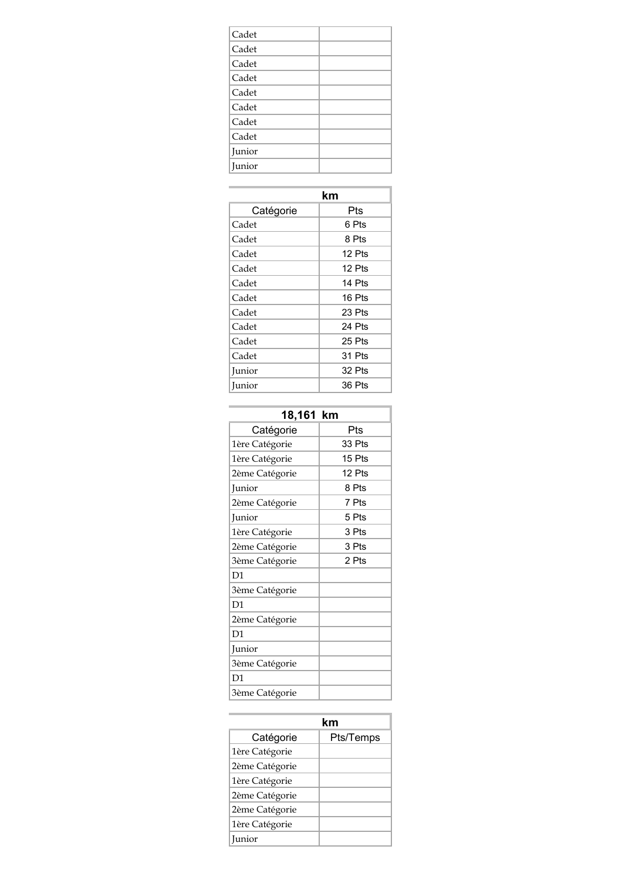| | |
|---|---|
| Cadet | |
| Cadet | |
| Cadet | |
| Cadet | |
| Cadet | |
| Cadet | |
| Cadet | |
| Cadet | |
| Junior | |
| Junior | |

| km | |
|---|---|
| Catégorie | Pts |
| Cadet | 6 Pts |
| Cadet | 8 Pts |
| Cadet | 12 Pts |
| Cadet | 12 Pts |
| Cadet | 14 Pts |
| Cadet | 16 Pts |
| Cadet | 23 Pts |
| Cadet | 24 Pts |
| Cadet | 25 Pts |
| Cadet | 31 Pts |
| Junior | 32 Pts |
| Junior | 36 Pts |

| 18,161 km | |
|---|---|
| Catégorie | Pts |
| 1ère Catégorie | 33 Pts |
| 1ère Catégorie | 15 Pts |
| 2ème Catégorie | 12 Pts |
| Junior | 8 Pts |
| 2ème Catégorie | 7 Pts |
| Junior | 5 Pts |
| 1ère Catégorie | 3 Pts |
| 2ème Catégorie | 3 Pts |
| 3ème Catégorie | 2 Pts |
| D1 | |
| 3ème Catégorie | |
| D1 | |
| 2ème Catégorie | |
| D1 | |
| Junior | |
| 3ème Catégorie | |
| D1 | |
| 3ème Catégorie | |

| km | |
|---|---|
| Catégorie | Pts/Temps |
| 1ère Catégorie | |
| 2ème Catégorie | |
| 1ère Catégorie | |
| 2ème Catégorie | |
| 2ème Catégorie | |
| 1ère Catégorie | |
| Junior | |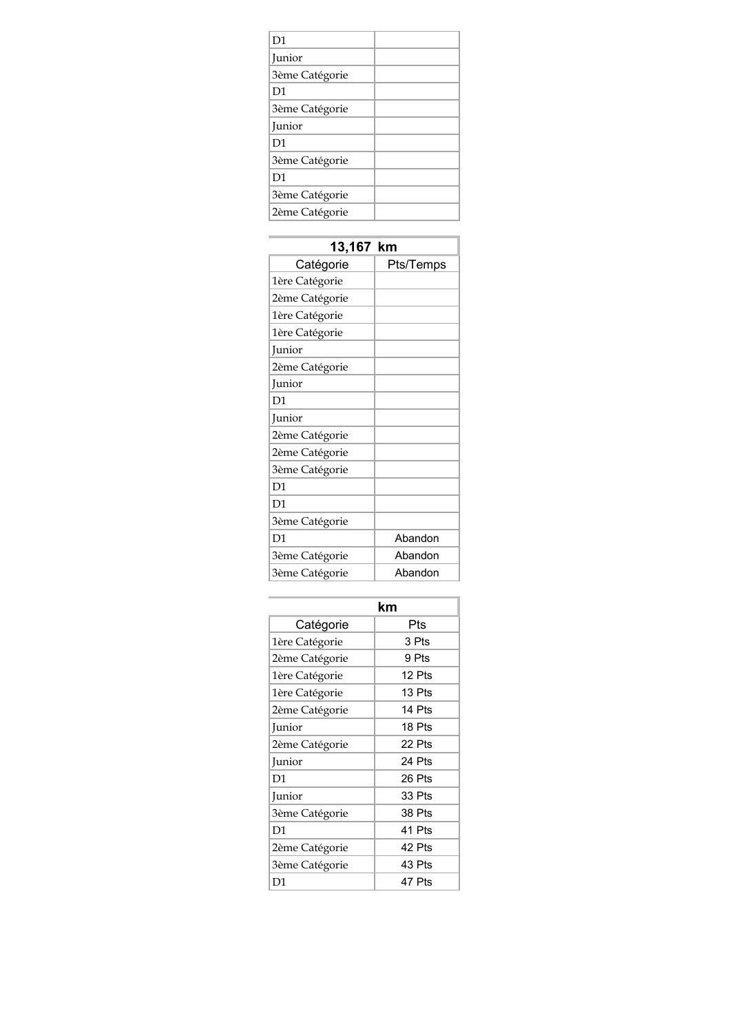| | |
|---|---|
| D1 | |
| Junior | |
| 3ème Catégorie | |
| D1 | |
| 3ème Catégorie | |
| Junior | |
| D1 | |
| 3ème Catégorie | |
| D1 | |
| 3ème Catégorie | |
| 2ème Catégorie | |

| 13,167 km | |
|---|---|
| Catégorie | Pts/Temps |
| 1ère Catégorie | |
| 2ème Catégorie | |
| 1ère Catégorie | |
| 1ère Catégorie | |
| Junior | |
| 2ème Catégorie | |
| Junior | |
| D1 | |
| Junior | |
| 2ème Catégorie | |
| 2ème Catégorie | |
| 3ème Catégorie | |
| D1 | |
| D1 | |
| 3ème Catégorie | |
| D1 | Abandon |
| 3ème Catégorie | Abandon |
| 3ème Catégorie | Abandon |

| km | |
|---|---|
| Catégorie | Pts |
| 1ère Catégorie | 3 Pts |
| 2ème Catégorie | 9 Pts |
| 1ère Catégorie | 12 Pts |
| 1ère Catégorie | 13 Pts |
| 2ème Catégorie | 14 Pts |
| Junior | 18 Pts |
| 2ème Catégorie | 22 Pts |
| Junior | 24 Pts |
| D1 | 26 Pts |
| Junior | 33 Pts |
| 3ème Catégorie | 38 Pts |
| D1 | 41 Pts |
| 2ème Catégorie | 42 Pts |
| 3ème Catégorie | 43 Pts |
| D1 | 47 Pts |